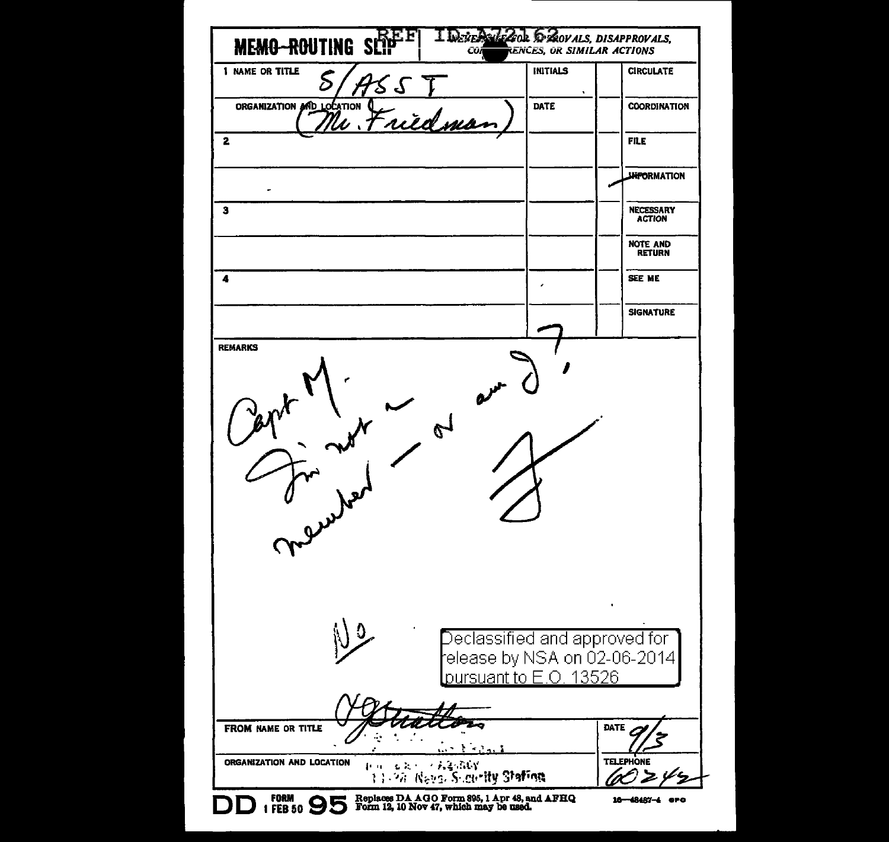# MEMO ROUTING SLIP

REF ID:A72162

NEVER USE FOR APPROVALS, DISAPPROVALS, CONCURRENCES, OR SIMILAR ACTIONS

| NAME OR TITLE | INITIALS | | CIRCULATE |
|---|---|---|---|
| 1 S/ASST T | | | |
| ORGANIZATION AND LOCATION (Mr. Friedman) | DATE | | COORDINATION |
| 2 | | | FILE |
| | | ✓ | INFORMATION |
| 3 | | | NECESSARY ACTION |
| | | | NOTE AND RETURN |
| 4 | | | SEE ME |
| | | | SIGNATURE |

**REMARKS**

Capt M.

Is not a member — or am I?

F

No

Declassified and approved for release by NSA on 02-06-2014 pursuant to E.O. 13526

**FROM NAME OR TITLE** [signature]

**ORGANIZATION AND LOCATION** ... Naval Security Station

**DATE** 9/3

**TELEPHONE** 60242

DD FORM 1 FEB 50 95 Replaces DA AGO Form 895, 1 Apr 48, and AFHQ Form 12, 10 Nov 47, which may be used.

16—48487-4 GPO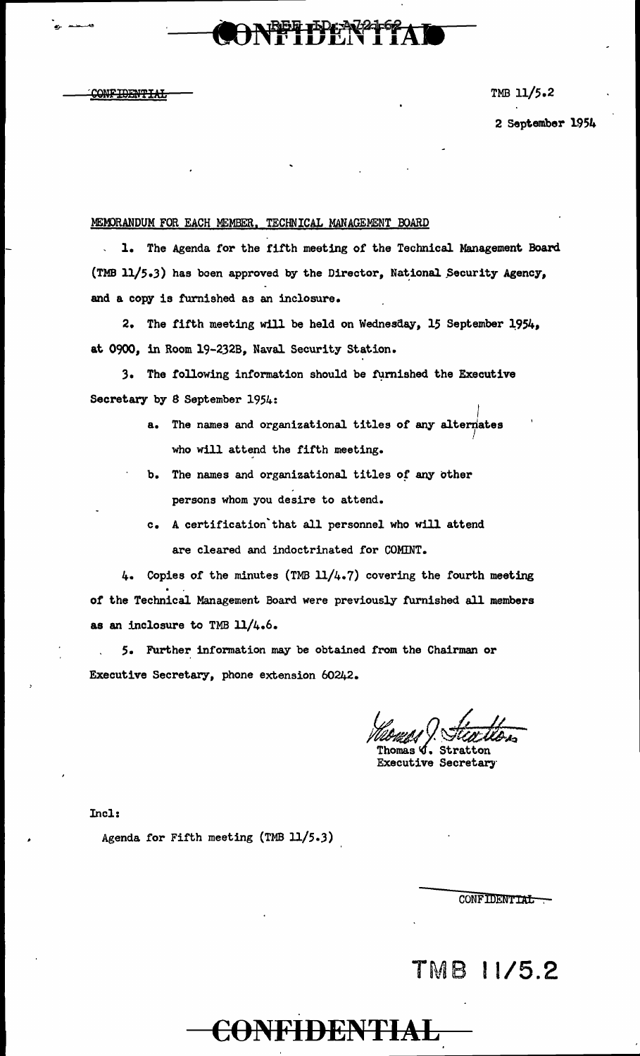CONFIDENTIAL

TMB 11/5.2

2 September 1954

MEMORANDUM FOR EACH MEMBER, TECHNICAL MANAGEMENT BOARD

1. The Agenda for the fifth meeting of the Technical Management Board (TMB 11/5.3) has been approved by the Director, National Security Agency, and a copy is furnished as an inclosure.

2. The fifth meeting will be held on Wednesday, 15 September 1954, at 0900, in Room 19-232B, Naval Security Station.

3. The following information should be furnished the Executive Secretary by 8 September 1954:

   a. The names and organizational titles of any alternates who will attend the fifth meeting.

   b. The names and organizational titles of any other persons whom you desire to attend.

   c. A certification that all personnel who will attend are cleared and indoctrinated for COMINT.

4. Copies of the minutes (TMB 11/4.7) covering the fourth meeting of the Technical Management Board were previously furnished all members as an inclosure to TMB 11/4.6.

5. Further information may be obtained from the Chairman or Executive Secretary, phone extension 60242.

Thomas J. Stratton
Executive Secretary

Incl:

Agenda for Fifth meeting (TMB 11/5.3)

CONFIDENTIAL

TMB 11/5.2

CONFIDENTIAL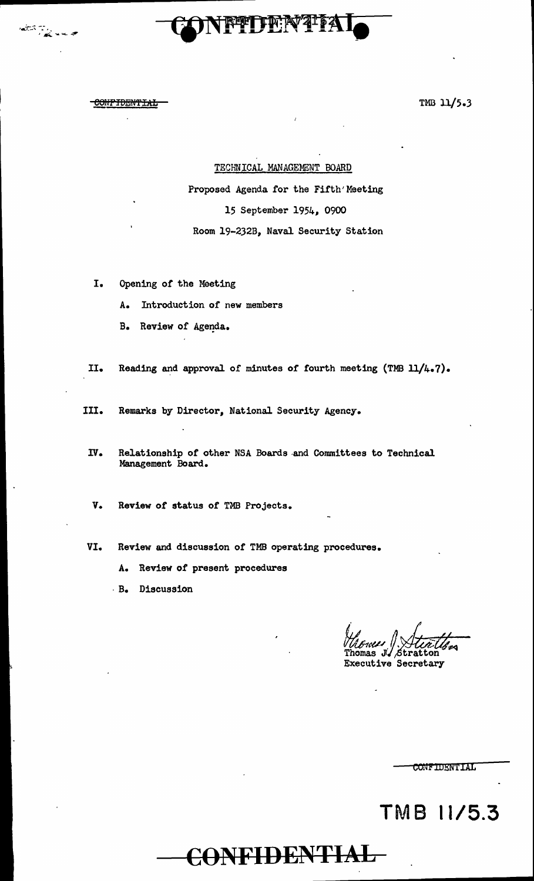CONFIDENTIAL

TMB 11/5.3

TECHNICAL MANAGEMENT BOARD

Proposed Agenda for the Fifth Meeting

15 September 1954, 0900

Room 19-232B, Naval Security Station

I. Opening of the Meeting

   A. Introduction of new members

   B. Review of Agenda.

II. Reading and approval of minutes of fourth meeting (TMB 11/4.7).

III. Remarks by Director, National Security Agency.

IV. Relationship of other NSA Boards and Committees to Technical Management Board.

V. Review of status of TMB Projects.

VI. Review and discussion of TMB operating procedures.

   A. Review of present procedures

   B. Discussion

Thomas J. Stratton
Executive Secretary

CONFIDENTIAL

TMB 11/5.3

CONFIDENTIAL